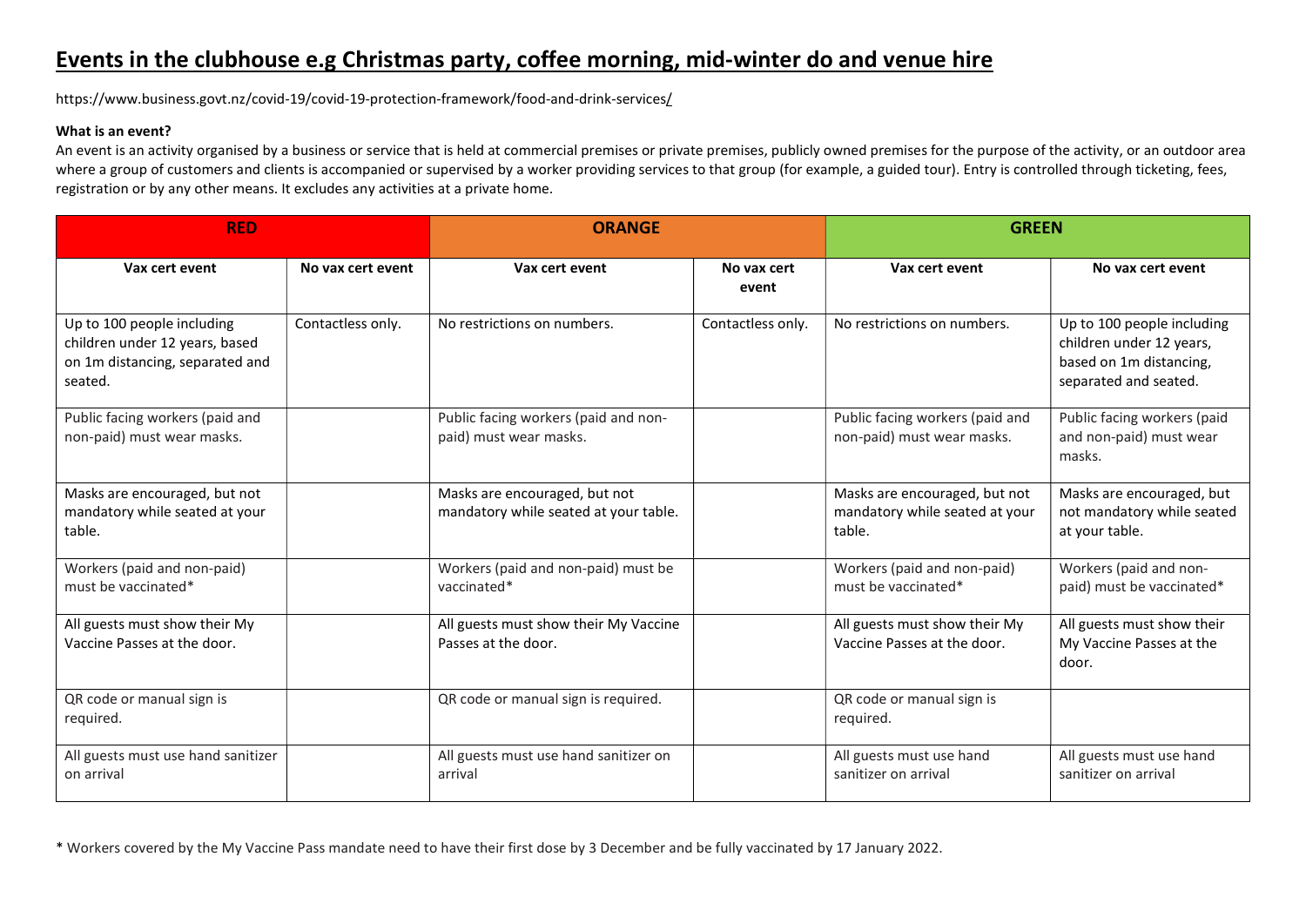# Events in the clubhouse e.g Christmas party, coffee morning, mid-winter do and venue hire

https://www.business.govt.nz/covid-19/covid-19-protection-framework/food-and-drink-services/

**What is an event?**

An event is an activity organised by a business or service that is held at commercial premises or private premises, publicly owned premises for the purpose of the activity, or an outdoor area where a group of customers and clients is accompanied or supervised by a worker providing services to that group (for example, a guided tour). Entry is controlled through ticketing, fees, registration or by any other means. It excludes any activities at a private home.

| RED | | ORANGE | | GREEN | |
|---|---|---|---|---|---|
| **Vax cert event** | **No vax cert event** | **Vax cert event** | **No vax cert event** | **Vax cert event** | **No vax cert event** |
| Up to 100 people including children under 12 years, based on 1m distancing, separated and seated. | Contactless only. | No restrictions on numbers. | Contactless only. | No restrictions on numbers. | Up to 100 people including children under 12 years, based on 1m distancing, separated and seated. |
| Public facing workers (paid and non-paid) must wear masks. | | Public facing workers (paid and non-paid) must wear masks. | | Public facing workers (paid and non-paid) must wear masks. | Public facing workers (paid and non-paid) must wear masks. |
| Masks are encouraged, but not mandatory while seated at your table. | | Masks are encouraged, but not mandatory while seated at your table. | | Masks are encouraged, but not mandatory while seated at your table. | Masks are encouraged, but not mandatory while seated at your table. |
| Workers (paid and non-paid) must be vaccinated* | | Workers (paid and non-paid) must be vaccinated* | | Workers (paid and non-paid) must be vaccinated* | Workers (paid and non-paid) must be vaccinated* |
| All guests must show their My Vaccine Passes at the door. | | All guests must show their My Vaccine Passes at the door. | | All guests must show their My Vaccine Passes at the door. | All guests must show their My Vaccine Passes at the door. |
| QR code or manual sign is required. | | QR code or manual sign is required. | | QR code or manual sign is required. | |
| All guests must use hand sanitizer on arrival | | All guests must use hand sanitizer on arrival | | All guests must use hand sanitizer on arrival | All guests must use hand sanitizer on arrival |

* Workers covered by the My Vaccine Pass mandate need to have their first dose by 3 December and be fully vaccinated by 17 January 2022.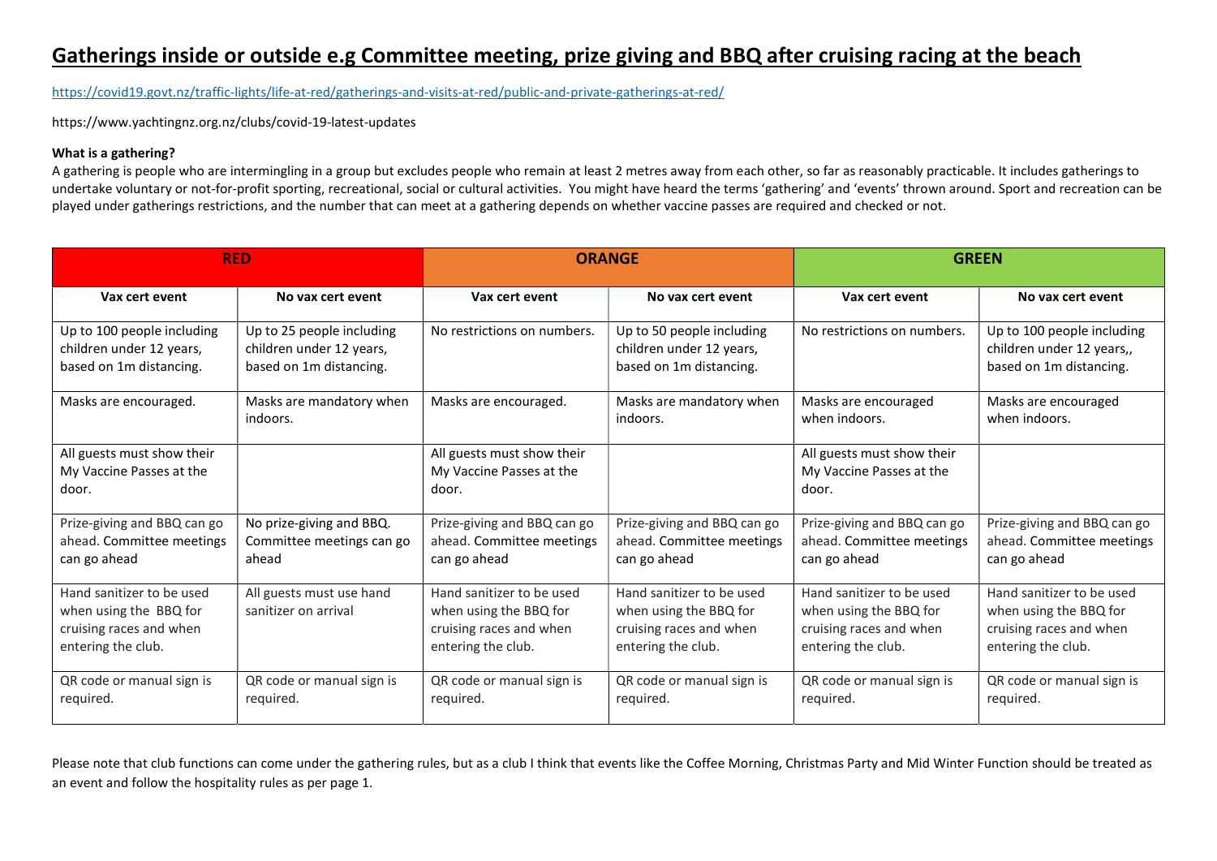# Gatherings inside or outside e.g Committee meeting, prize giving and BBQ after cruising racing at the beach

https://covid19.govt.nz/traffic-lights/life-at-red/gatherings-and-visits-at-red/public-and-private-gatherings-at-red/

https://www.yachtingnz.org.nz/clubs/covid-19-latest-updates

**What is a gathering?**

A gathering is people who are intermingling in a group but excludes people who remain at least 2 metres away from each other, so far as reasonably practicable. It includes gatherings to undertake voluntary or not-for-profit sporting, recreational, social or cultural activities. You might have heard the terms 'gathering' and 'events' thrown around. Sport and recreation can be played under gatherings restrictions, and the number that can meet at a gathering depends on whether vaccine passes are required and checked or not.

| **RED** | | **ORANGE** | | **GREEN** | |
|---|---|---|---|---|---|
| **Vax cert event** | **No vax cert event** | **Vax cert event** | **No vax cert event** | **Vax cert event** | **No vax cert event** |
| Up to 100 people including children under 12 years, based on 1m distancing. | Up to 25 people including children under 12 years, based on 1m distancing. | No restrictions on numbers. | Up to 50 people including children under 12 years, based on 1m distancing. | No restrictions on numbers. | Up to 100 people including children under 12 years,, based on 1m distancing. |
| Masks are encouraged. | Masks are mandatory when indoors. | Masks are encouraged. | Masks are mandatory when indoors. | Masks are encouraged when indoors. | Masks are encouraged when indoors. |
| All guests must show their My Vaccine Passes at the door. | | All guests must show their My Vaccine Passes at the door. | | All guests must show their My Vaccine Passes at the door. | |
| Prize-giving and BBQ can go ahead. Committee meetings can go ahead | No prize-giving and BBQ. Committee meetings can go ahead | Prize-giving and BBQ can go ahead. Committee meetings can go ahead | Prize-giving and BBQ can go ahead. Committee meetings can go ahead | Prize-giving and BBQ can go ahead. Committee meetings can go ahead | Prize-giving and BBQ can go ahead. Committee meetings can go ahead |
| Hand sanitizer to be used when using the BBQ for cruising races and when entering the club. | All guests must use hand sanitizer on arrival | Hand sanitizer to be used when using the BBQ for cruising races and when entering the club. | Hand sanitizer to be used when using the BBQ for cruising races and when entering the club. | Hand sanitizer to be used when using the BBQ for cruising races and when entering the club. | Hand sanitizer to be used when using the BBQ for cruising races and when entering the club. |
| QR code or manual sign is required. | QR code or manual sign is required. | QR code or manual sign is required. | QR code or manual sign is required. | QR code or manual sign is required. | QR code or manual sign is required. |

Please note that club functions can come under the gathering rules, but as a club I think that events like the Coffee Morning, Christmas Party and Mid Winter Function should be treated as an event and follow the hospitality rules as per page 1.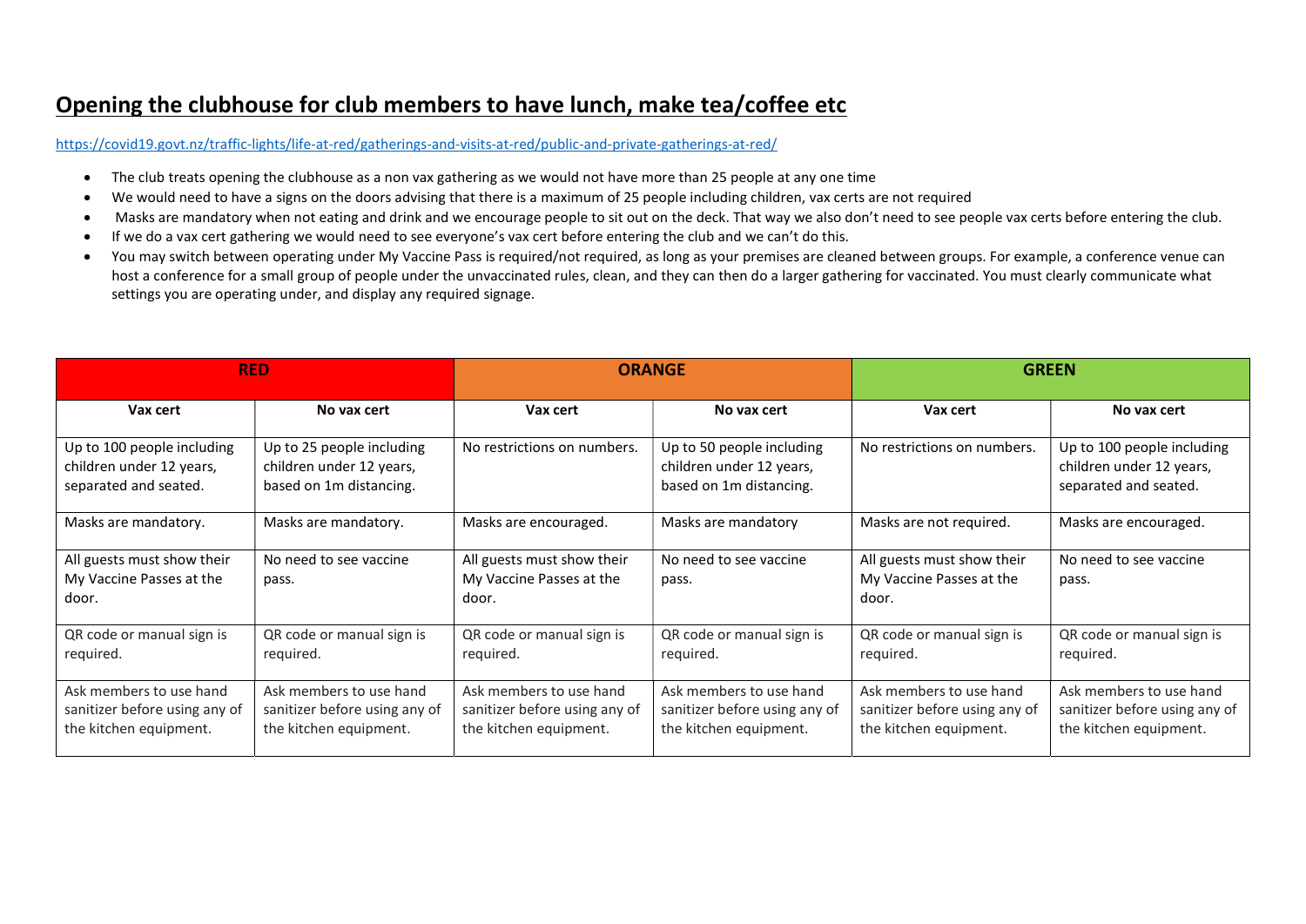# Opening the clubhouse for club members to have lunch, make tea/coffee etc

https://covid19.govt.nz/traffic-lights/life-at-red/gatherings-and-visits-at-red/public-and-private-gatherings-at-red/

- The club treats opening the clubhouse as a non vax gathering as we would not have more than 25 people at any one time
- We would need to have a signs on the doors advising that there is a maximum of 25 people including children, vax certs are not required
- Masks are mandatory when not eating and drink and we encourage people to sit out on the deck. That way we also don't need to see people vax certs before entering the club.
- If we do a vax cert gathering we would need to see everyone's vax cert before entering the club and we can't do this.
- You may switch between operating under My Vaccine Pass is required/not required, as long as your premises are cleaned between groups. For example, a conference venue can host a conference for a small group of people under the unvaccinated rules, clean, and they can then do a larger gathering for vaccinated. You must clearly communicate what settings you are operating under, and display any required signage.

| RED | | ORANGE | | GREEN | |
|---|---|---|---|---|---|
| **Vax cert** | **No vax cert** | **Vax cert** | **No vax cert** | **Vax cert** | **No vax cert** |
| Up to 100 people including children under 12 years, separated and seated. | Up to 25 people including children under 12 years, based on 1m distancing. | No restrictions on numbers. | Up to 50 people including children under 12 years, based on 1m distancing. | No restrictions on numbers. | Up to 100 people including children under 12 years, separated and seated. |
| Masks are mandatory. | Masks are mandatory. | Masks are encouraged. | Masks are mandatory | Masks are not required. | Masks are encouraged. |
| All guests must show their My Vaccine Passes at the door. | No need to see vaccine pass. | All guests must show their My Vaccine Passes at the door. | No need to see vaccine pass. | All guests must show their My Vaccine Passes at the door. | No need to see vaccine pass. |
| QR code or manual sign is required. | QR code or manual sign is required. | QR code or manual sign is required. | QR code or manual sign is required. | QR code or manual sign is required. | QR code or manual sign is required. |
| Ask members to use hand sanitizer before using any of the kitchen equipment. | Ask members to use hand sanitizer before using any of the kitchen equipment. | Ask members to use hand sanitizer before using any of the kitchen equipment. | Ask members to use hand sanitizer before using any of the kitchen equipment. | Ask members to use hand sanitizer before using any of the kitchen equipment. | Ask members to use hand sanitizer before using any of the kitchen equipment. |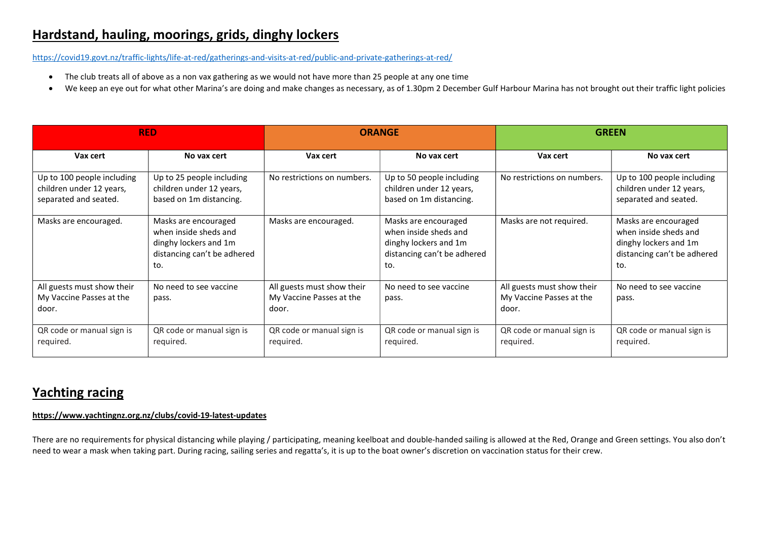## Hardstand, hauling, moorings, grids, dinghy lockers

https://covid19.govt.nz/traffic-lights/life-at-red/gatherings-and-visits-at-red/public-and-private-gatherings-at-red/

- The club treats all of above as a non vax gathering as we would not have more than 25 people at any one time
- We keep an eye out for what other Marina's are doing and make changes as necessary, as of 1.30pm 2 December Gulf Harbour Marina has not brought out their traffic light policies

| RED | | ORANGE | | GREEN | |
|---|---|---|---|---|---|
| **Vax cert** | **No vax cert** | **Vax cert** | **No vax cert** | **Vax cert** | **No vax cert** |
| Up to 100 people including children under 12 years, separated and seated. | Up to 25 people including children under 12 years, based on 1m distancing. | No restrictions on numbers. | Up to 50 people including children under 12 years, based on 1m distancing. | No restrictions on numbers. | Up to 100 people including children under 12 years, separated and seated. |
| Masks are encouraged. | Masks are encouraged when inside sheds and dinghy lockers and 1m distancing can't be adhered to. | Masks are encouraged. | Masks are encouraged when inside sheds and dinghy lockers and 1m distancing can't be adhered to. | Masks are not required. | Masks are encouraged when inside sheds and dinghy lockers and 1m distancing can't be adhered to. |
| All guests must show their My Vaccine Passes at the door. | No need to see vaccine pass. | All guests must show their My Vaccine Passes at the door. | No need to see vaccine pass. | All guests must show their My Vaccine Passes at the door. | No need to see vaccine pass. |
| QR code or manual sign is required. | QR code or manual sign is required. | QR code or manual sign is required. | QR code or manual sign is required. | QR code or manual sign is required. | QR code or manual sign is required. |

## Yachting racing

**https://www.yachtingnz.org.nz/clubs/covid-19-latest-updates**

There are no requirements for physical distancing while playing / participating, meaning keelboat and double-handed sailing is allowed at the Red, Orange and Green settings. You also don't need to wear a mask when taking part. During racing, sailing series and regatta's, it is up to the boat owner's discretion on vaccination status for their crew.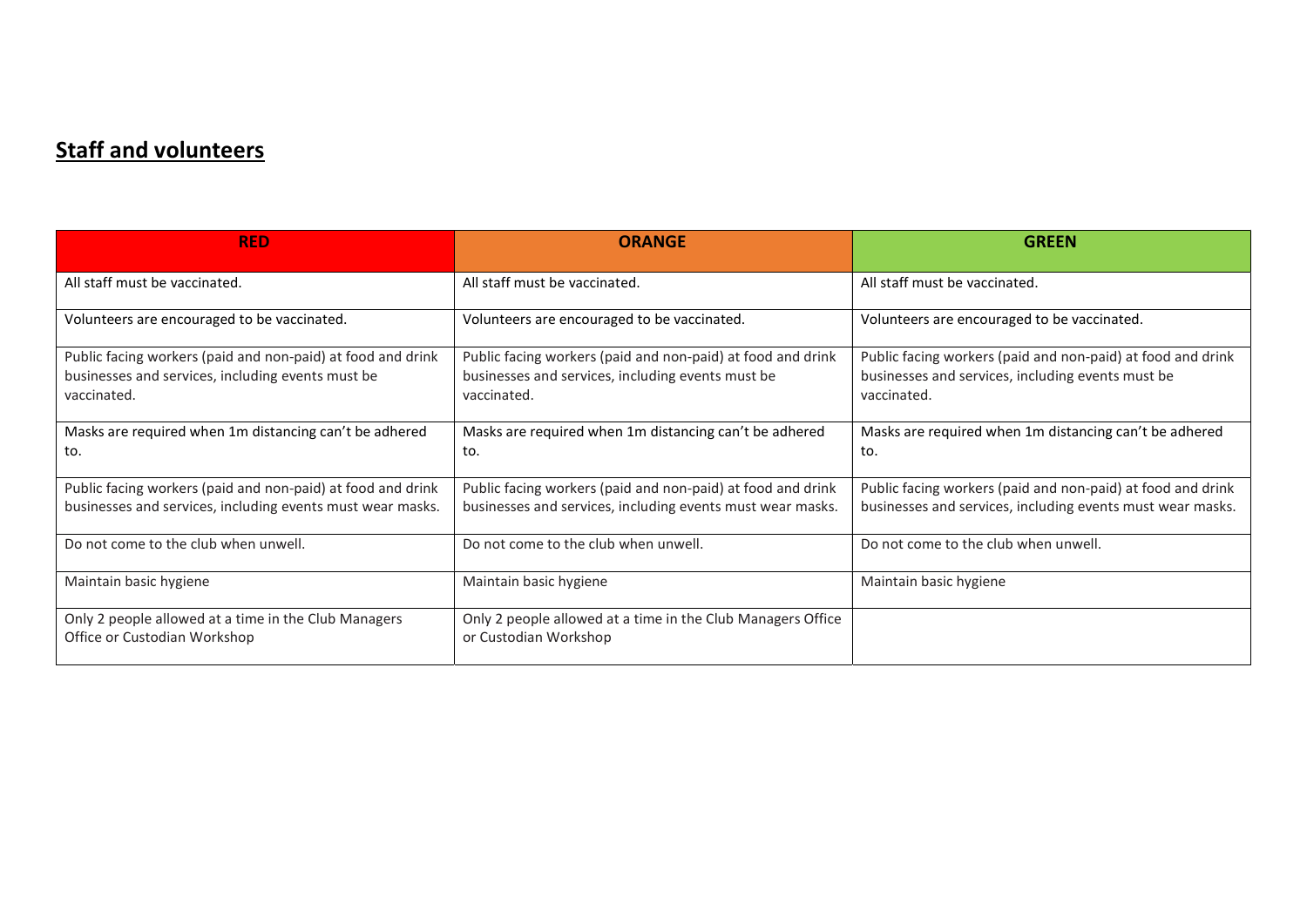## Staff and volunteers

| RED | ORANGE | GREEN |
|---|---|---|
| All staff must be vaccinated. | All staff must be vaccinated. | All staff must be vaccinated. |
| Volunteers are encouraged to be vaccinated. | Volunteers are encouraged to be vaccinated. | Volunteers are encouraged to be vaccinated. |
| Public facing workers (paid and non-paid) at food and drink businesses and services, including events must be vaccinated. | Public facing workers (paid and non-paid) at food and drink businesses and services, including events must be vaccinated. | Public facing workers (paid and non-paid) at food and drink businesses and services, including events must be vaccinated. |
| Masks are required when 1m distancing can't be adhered to. | Masks are required when 1m distancing can't be adhered to. | Masks are required when 1m distancing can't be adhered to. |
| Public facing workers (paid and non-paid) at food and drink businesses and services, including events must wear masks. | Public facing workers (paid and non-paid) at food and drink businesses and services, including events must wear masks. | Public facing workers (paid and non-paid) at food and drink businesses and services, including events must wear masks. |
| Do not come to the club when unwell. | Do not come to the club when unwell. | Do not come to the club when unwell. |
| Maintain basic hygiene | Maintain basic hygiene | Maintain basic hygiene |
| Only 2 people allowed at a time in the Club Managers Office or Custodian Workshop | Only 2 people allowed at a time in the Club Managers Office or Custodian Workshop | |